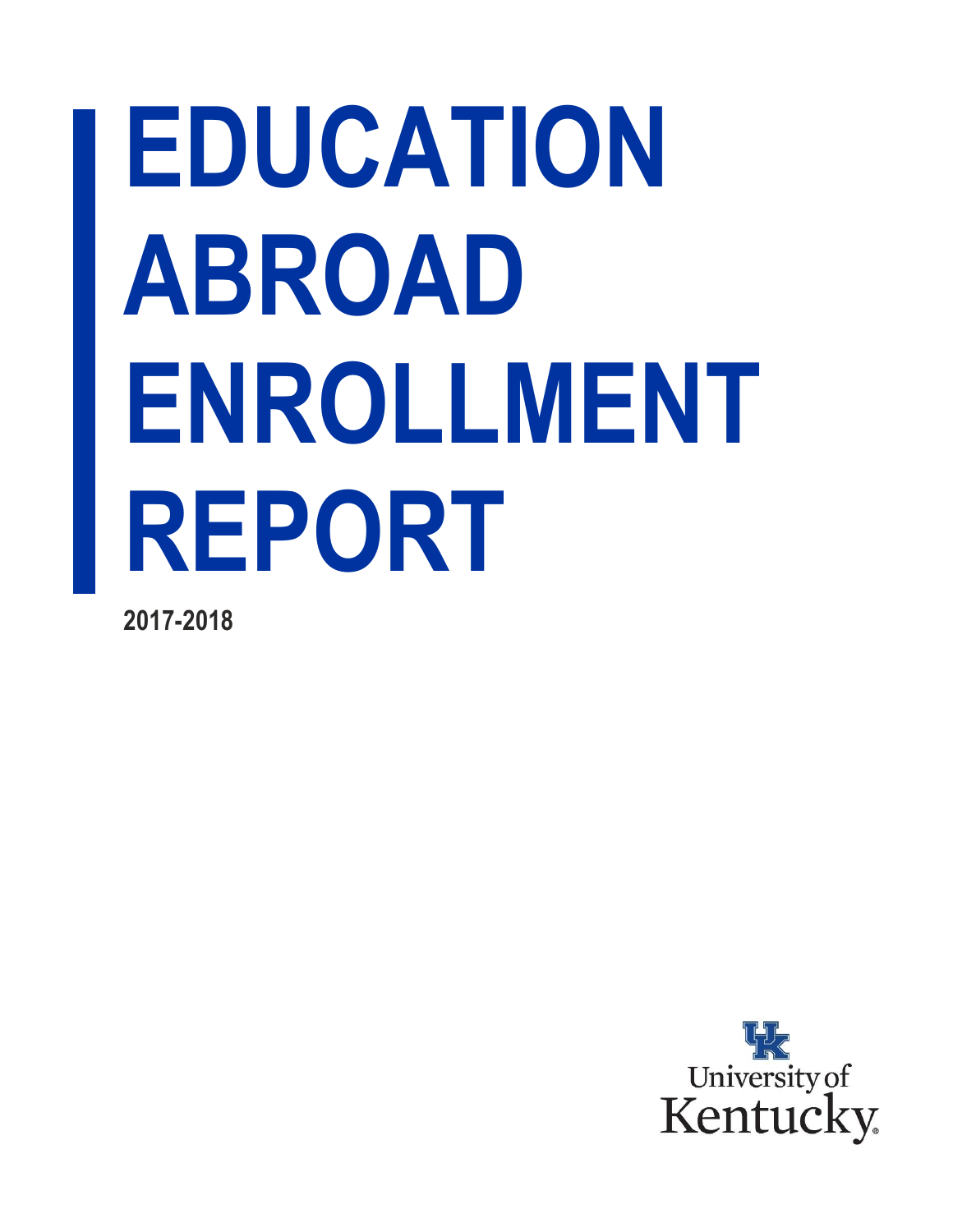# EDUCATION ABROAD ENROLLMENT REPORT

**2017-2018**

University of Kentucky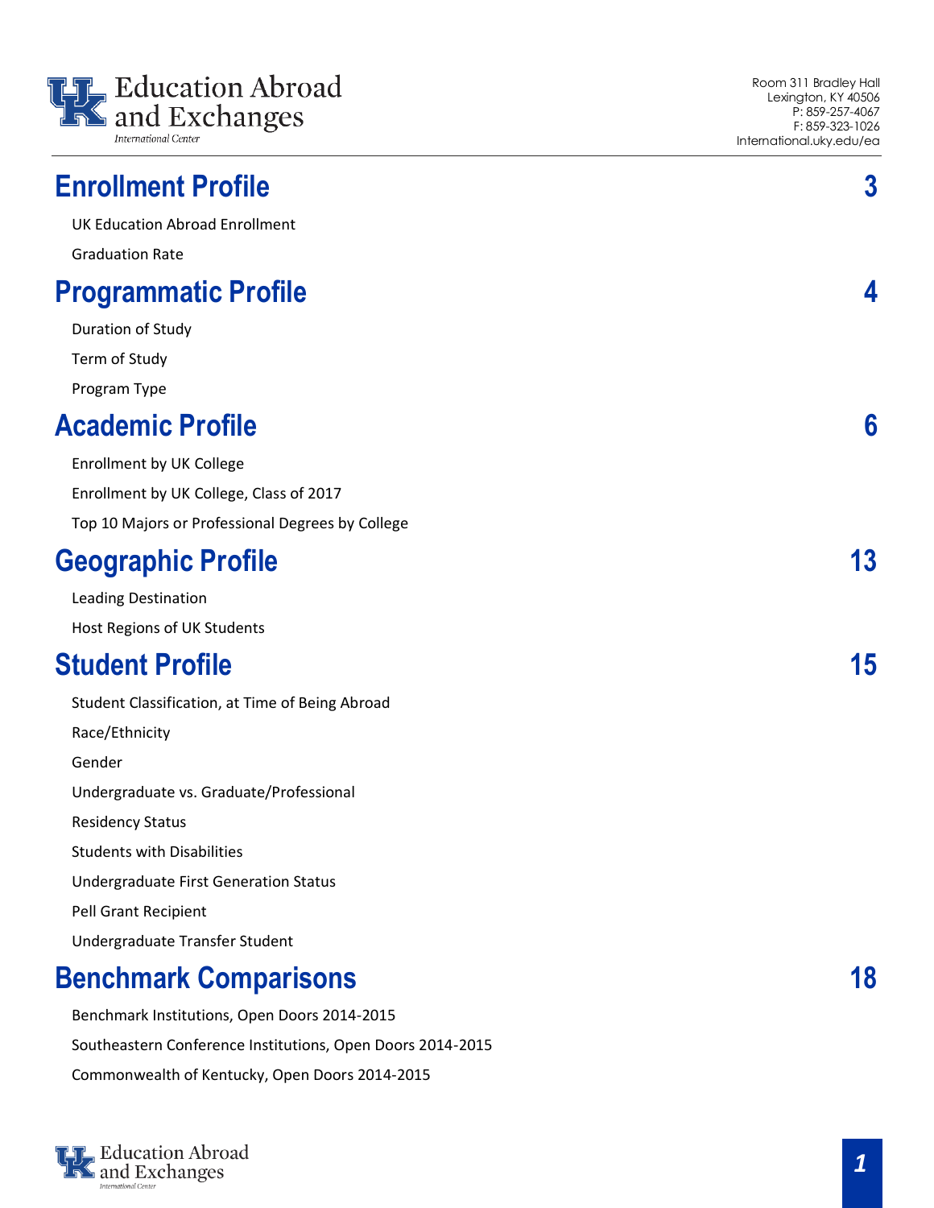Education Abroad and Exchanges
International Center

Room 311 Bradley Hall
Lexington, KY 40506
P: 859-257-4067
F: 859-323-1026
International.uky.edu/ea

## Enrollment Profile — 3

UK Education Abroad Enrollment

Graduation Rate

## Programmatic Profile — 4

Duration of Study

Term of Study

Program Type

## Academic Profile — 6

Enrollment by UK College

Enrollment by UK College, Class of 2017

Top 10 Majors or Professional Degrees by College

## Geographic Profile — 13

Leading Destination

Host Regions of UK Students

## Student Profile — 15

Student Classification, at Time of Being Abroad

Race/Ethnicity

Gender

Undergraduate vs. Graduate/Professional

Residency Status

Students with Disabilities

Undergraduate First Generation Status

Pell Grant Recipient

Undergraduate Transfer Student

## Benchmark Comparisons — 18

Benchmark Institutions, Open Doors 2014-2015

Southeastern Conference Institutions, Open Doors 2014-2015

Commonwealth of Kentucky, Open Doors 2014-2015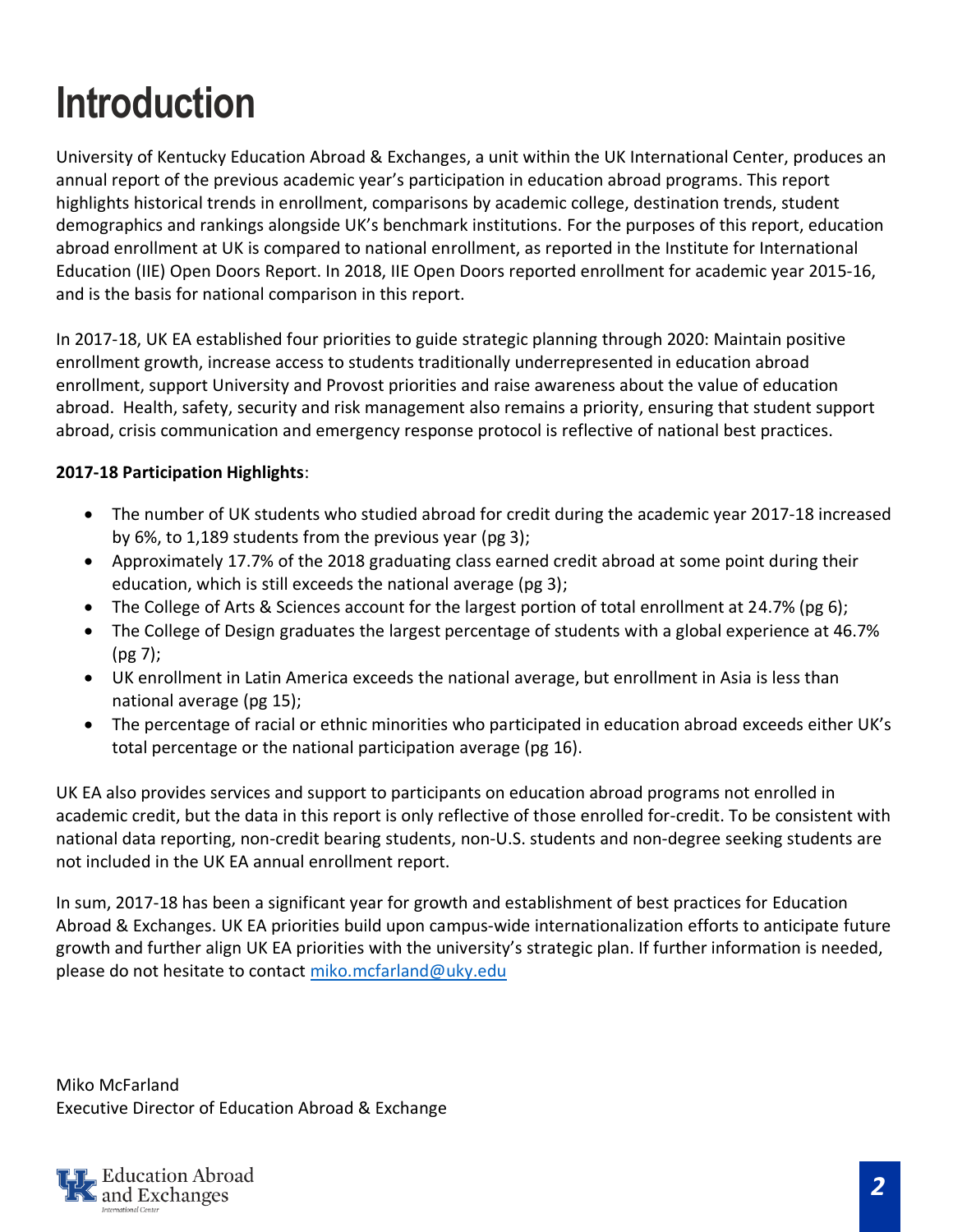# Introduction

University of Kentucky Education Abroad & Exchanges, a unit within the UK International Center, produces an annual report of the previous academic year's participation in education abroad programs. This report highlights historical trends in enrollment, comparisons by academic college, destination trends, student demographics and rankings alongside UK's benchmark institutions. For the purposes of this report, education abroad enrollment at UK is compared to national enrollment, as reported in the Institute for International Education (IIE) Open Doors Report. In 2018, IIE Open Doors reported enrollment for academic year 2015-16, and is the basis for national comparison in this report.

In 2017-18, UK EA established four priorities to guide strategic planning through 2020: Maintain positive enrollment growth, increase access to students traditionally underrepresented in education abroad enrollment, support University and Provost priorities and raise awareness about the value of education abroad. Health, safety, security and risk management also remains a priority, ensuring that student support abroad, crisis communication and emergency response protocol is reflective of national best practices.

**2017-18 Participation Highlights**:

- The number of UK students who studied abroad for credit during the academic year 2017-18 increased by 6%, to 1,189 students from the previous year (pg 3);
- Approximately 17.7% of the 2018 graduating class earned credit abroad at some point during their education, which is still exceeds the national average (pg 3);
- The College of Arts & Sciences account for the largest portion of total enrollment at 24.7% (pg 6);
- The College of Design graduates the largest percentage of students with a global experience at 46.7% (pg 7);
- UK enrollment in Latin America exceeds the national average, but enrollment in Asia is less than national average (pg 15);
- The percentage of racial or ethnic minorities who participated in education abroad exceeds either UK's total percentage or the national participation average (pg 16).

UK EA also provides services and support to participants on education abroad programs not enrolled in academic credit, but the data in this report is only reflective of those enrolled for-credit. To be consistent with national data reporting, non-credit bearing students, non-U.S. students and non-degree seeking students are not included in the UK EA annual enrollment report.

In sum, 2017-18 has been a significant year for growth and establishment of best practices for Education Abroad & Exchanges. UK EA priorities build upon campus-wide internationalization efforts to anticipate future growth and further align UK EA priorities with the university's strategic plan. If further information is needed, please do not hesitate to contact [miko.mcfarland@uky.edu](mailto:miko.mcfarland@uky.edu)

Miko McFarland
Executive Director of Education Abroad & Exchange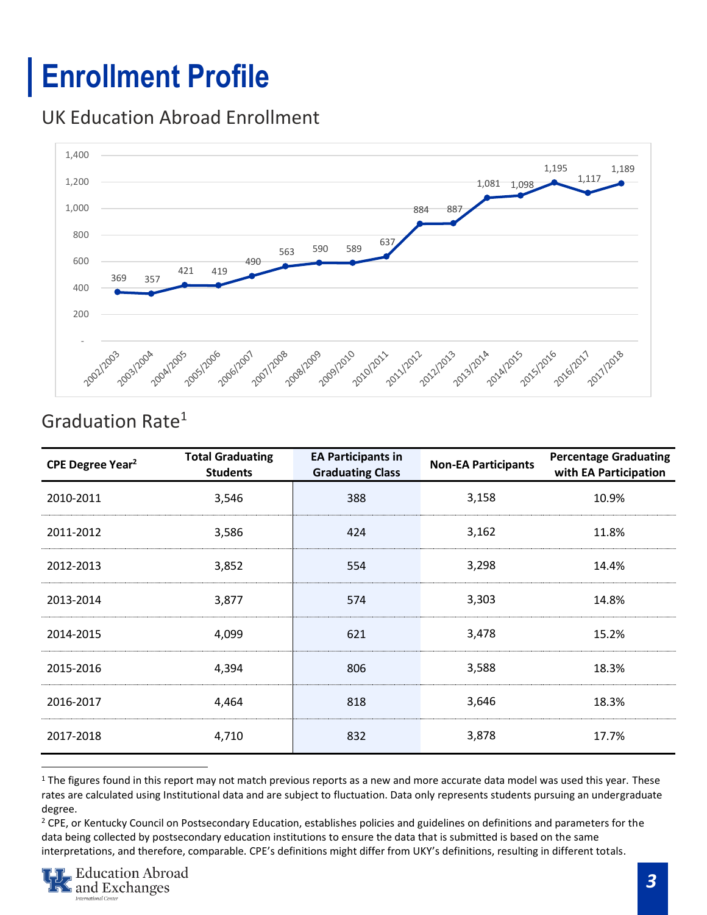# Enrollment Profile

## UK Education Abroad Enrollment

| Year | Enrollment |
|---|---|
| 2002/2003 | 369 |
| 2003/2004 | 357 |
| 2004/2005 | 421 |
| 2005/2006 | 419 |
| 2006/2007 | 490 |
| 2007/2008 | 563 |
| 2008/2009 | 590 |
| 2009/2010 | 589 |
| 2010/2011 | 637 |
| 2011/2012 | 884 |
| 2012/2013 | 887 |
| 2013/2014 | 1,081 |
| 2014/2015 | 1,098 |
| 2015/2016 | 1,195 |
| 2016/2017 | 1,117 |
| 2017/2018 | 1,189 |

## Graduation Rate[1]

| CPE Degree Year[2] | Total Graduating Students | EA Participants in Graduating Class | Non-EA Participants | Percentage Graduating with EA Participation |
|---|---|---|---|---|
| 2010-2011 | 3,546 | 388 | 3,158 | 10.9% |
| 2011-2012 | 3,586 | 424 | 3,162 | 11.8% |
| 2012-2013 | 3,852 | 554 | 3,298 | 14.4% |
| 2013-2014 | 3,877 | 574 | 3,303 | 14.8% |
| 2014-2015 | 4,099 | 621 | 3,478 | 15.2% |
| 2015-2016 | 4,394 | 806 | 3,588 | 18.3% |
| 2016-2017 | 4,464 | 818 | 3,646 | 18.3% |
| 2017-2018 | 4,710 | 832 | 3,878 | 17.7% |

[1] The figures found in this report may not match previous reports as a new and more accurate data model was used this year. These rates are calculated using Institutional data and are subject to fluctuation. Data only represents students pursuing an undergraduate degree.

[2] CPE, or Kentucky Council on Postsecondary Education, establishes policies and guidelines on definitions and parameters for the data being collected by postsecondary education institutions to ensure the data that is submitted is based on the same interpretations, and therefore, comparable. CPE's definitions might differ from UKY's definitions, resulting in different totals.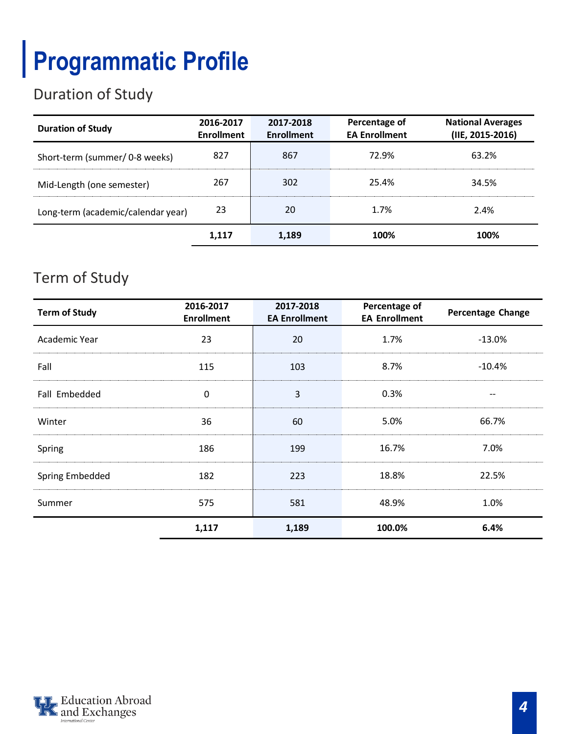# Programmatic Profile

## Duration of Study

| Duration of Study | 2016-2017 Enrollment | 2017-2018 Enrollment | Percentage of EA Enrollment | National Averages (IIE, 2015-2016) |
|---|---|---|---|---|
| Short-term (summer/ 0-8 weeks) | 827 | 867 | 72.9% | 63.2% |
| Mid-Length (one semester) | 267 | 302 | 25.4% | 34.5% |
| Long-term (academic/calendar year) | 23 | 20 | 1.7% | 2.4% |
| | **1,117** | **1,189** | **100%** | **100%** |

## Term of Study

| Term of Study | 2016-2017 Enrollment | 2017-2018 EA Enrollment | Percentage of EA Enrollment | Percentage Change |
|---|---|---|---|---|
| Academic Year | 23 | 20 | 1.7% | -13.0% |
| Fall | 115 | 103 | 8.7% | -10.4% |
| Fall Embedded | 0 | 3 | 0.3% | -- |
| Winter | 36 | 60 | 5.0% | 66.7% |
| Spring | 186 | 199 | 16.7% | 7.0% |
| Spring Embedded | 182 | 223 | 18.8% | 22.5% |
| Summer | 575 | 581 | 48.9% | 1.0% |
| | **1,117** | **1,189** | **100.0%** | **6.4%** |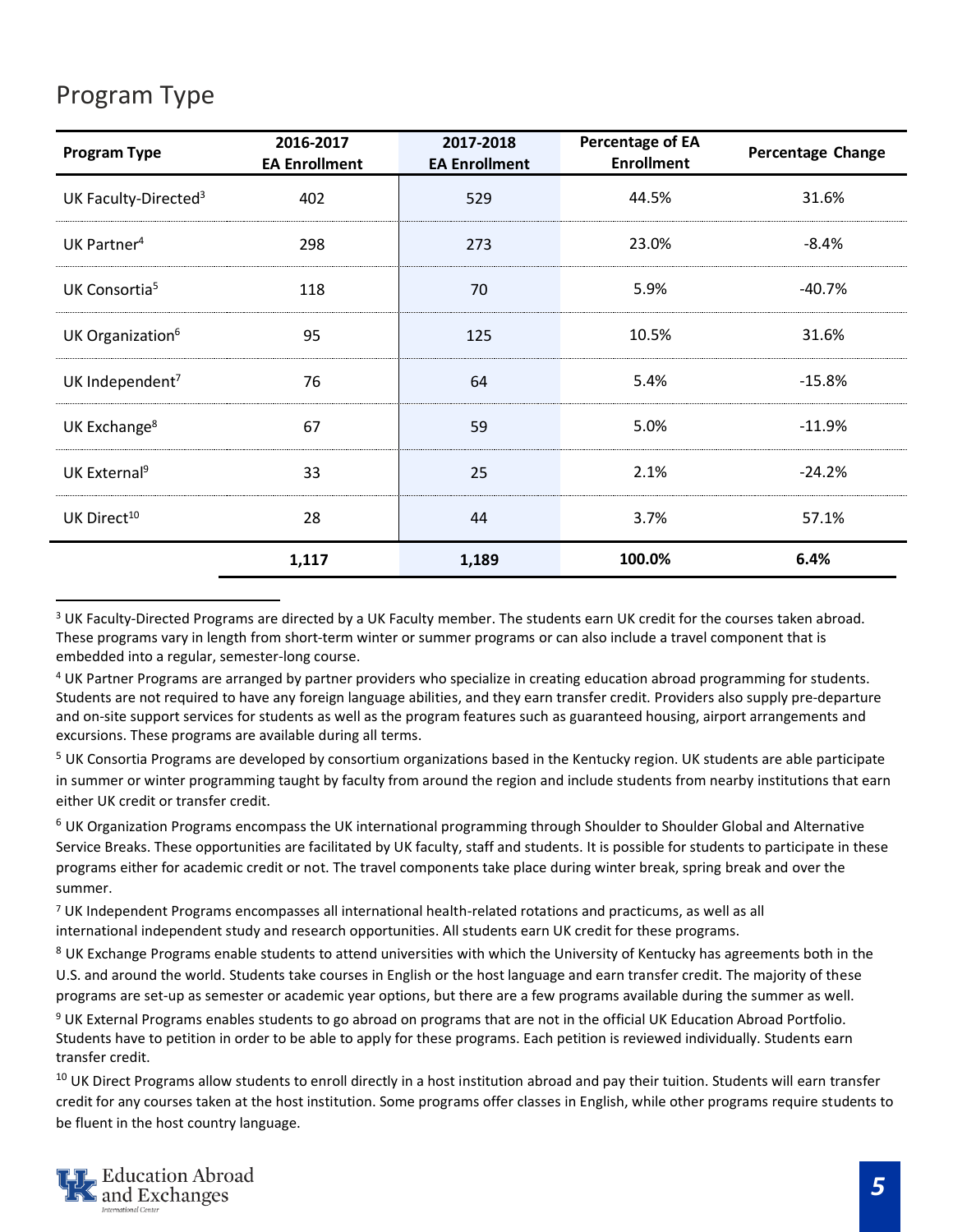## Program Type

| Program Type | 2016-2017 EA Enrollment | 2017-2018 EA Enrollment | Percentage of EA Enrollment | Percentage Change |
|---|---|---|---|---|
| UK Faculty-Directed[3] | 402 | 529 | 44.5% | 31.6% |
| UK Partner[4] | 298 | 273 | 23.0% | -8.4% |
| UK Consortia[5] | 118 | 70 | 5.9% | -40.7% |
| UK Organization[6] | 95 | 125 | 10.5% | 31.6% |
| UK Independent[7] | 76 | 64 | 5.4% | -15.8% |
| UK Exchange[8] | 67 | 59 | 5.0% | -11.9% |
| UK External[9] | 33 | 25 | 2.1% | -24.2% |
| UK Direct[10] | 28 | 44 | 3.7% | 57.1% |
| | **1,117** | **1,189** | **100.0%** | **6.4%** |

[3] UK Faculty-Directed Programs are directed by a UK Faculty member. The students earn UK credit for the courses taken abroad. These programs vary in length from short-term winter or summer programs or can also include a travel component that is embedded into a regular, semester-long course.

[4] UK Partner Programs are arranged by partner providers who specialize in creating education abroad programming for students. Students are not required to have any foreign language abilities, and they earn transfer credit. Providers also supply pre-departure and on-site support services for students as well as the program features such as guaranteed housing, airport arrangements and excursions. These programs are available during all terms.

[5] UK Consortia Programs are developed by consortium organizations based in the Kentucky region. UK students are able participate in summer or winter programming taught by faculty from around the region and include students from nearby institutions that earn either UK credit or transfer credit.

[6] UK Organization Programs encompass the UK international programming through Shoulder to Shoulder Global and Alternative Service Breaks. These opportunities are facilitated by UK faculty, staff and students. It is possible for students to participate in these programs either for academic credit or not. The travel components take place during winter break, spring break and over the summer.

[7] UK Independent Programs encompasses all international health-related rotations and practicums, as well as all international independent study and research opportunities. All students earn UK credit for these programs.

[8] UK Exchange Programs enable students to attend universities with which the University of Kentucky has agreements both in the U.S. and around the world. Students take courses in English or the host language and earn transfer credit. The majority of these programs are set-up as semester or academic year options, but there are a few programs available during the summer as well.

[9] UK External Programs enables students to go abroad on programs that are not in the official UK Education Abroad Portfolio. Students have to petition in order to be able to apply for these programs. Each petition is reviewed individually. Students earn transfer credit.

[10] UK Direct Programs allow students to enroll directly in a host institution abroad and pay their tuition. Students will earn transfer credit for any courses taken at the host institution. Some programs offer classes in English, while other programs require students to be fluent in the host country language.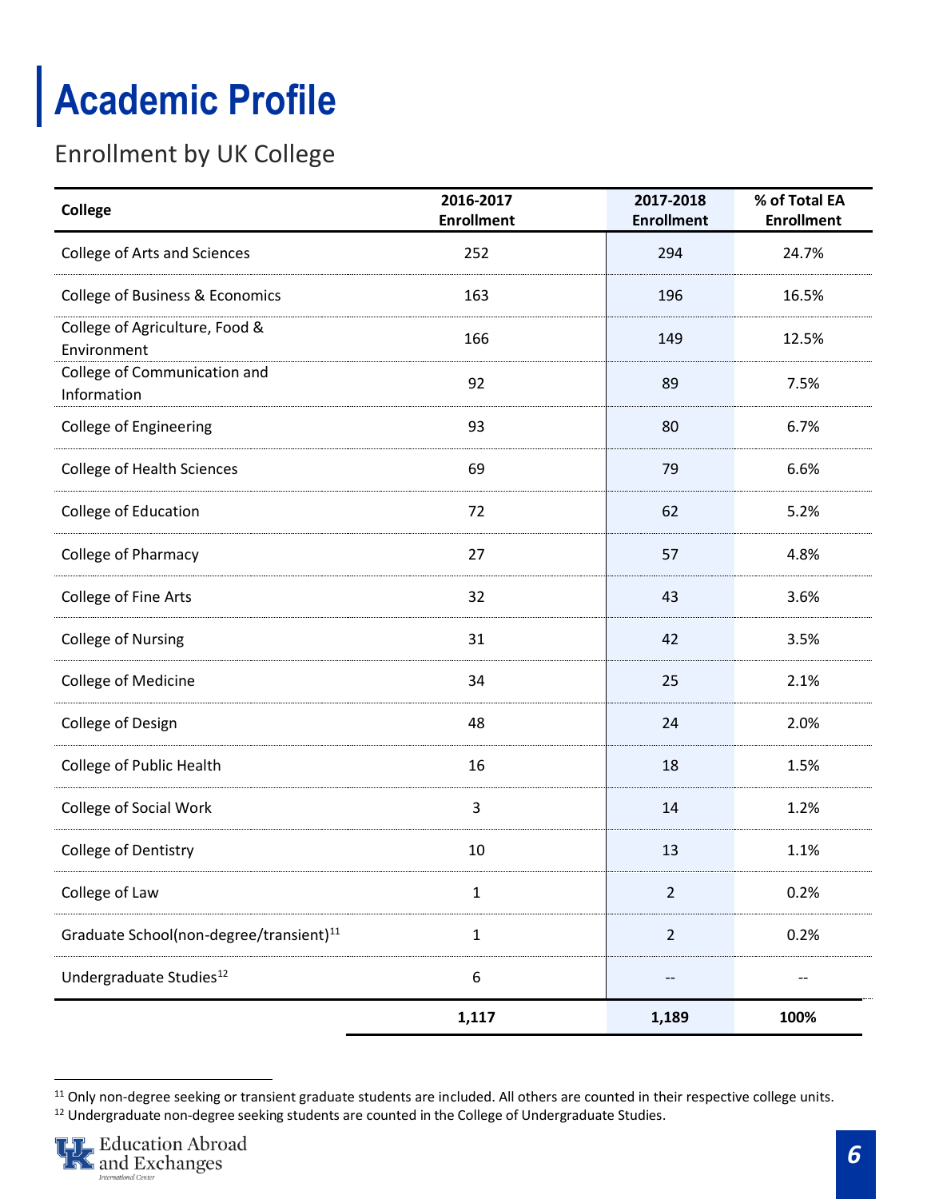# Academic Profile

## Enrollment by UK College

| College | 2016-2017 Enrollment | 2017-2018 Enrollment | % of Total EA Enrollment |
|---|---|---|---|
| College of Arts and Sciences | 252 | 294 | 24.7% |
| College of Business & Economics | 163 | 196 | 16.5% |
| College of Agriculture, Food & Environment | 166 | 149 | 12.5% |
| College of Communication and Information | 92 | 89 | 7.5% |
| College of Engineering | 93 | 80 | 6.7% |
| College of Health Sciences | 69 | 79 | 6.6% |
| College of Education | 72 | 62 | 5.2% |
| College of Pharmacy | 27 | 57 | 4.8% |
| College of Fine Arts | 32 | 43 | 3.6% |
| College of Nursing | 31 | 42 | 3.5% |
| College of Medicine | 34 | 25 | 2.1% |
| College of Design | 48 | 24 | 2.0% |
| College of Public Health | 16 | 18 | 1.5% |
| College of Social Work | 3 | 14 | 1.2% |
| College of Dentistry | 10 | 13 | 1.1% |
| College of Law | 1 | 2 | 0.2% |
| Graduate School(non-degree/transient)[11] | 1 | 2 | 0.2% |
| Undergraduate Studies[12] | 6 | -- | -- |
| | **1,117** | **1,189** | **100%** |

[11] Only non-degree seeking or transient graduate students are included. All others are counted in their respective college units.

[12] Undergraduate non-degree seeking students are counted in the College of Undergraduate Studies.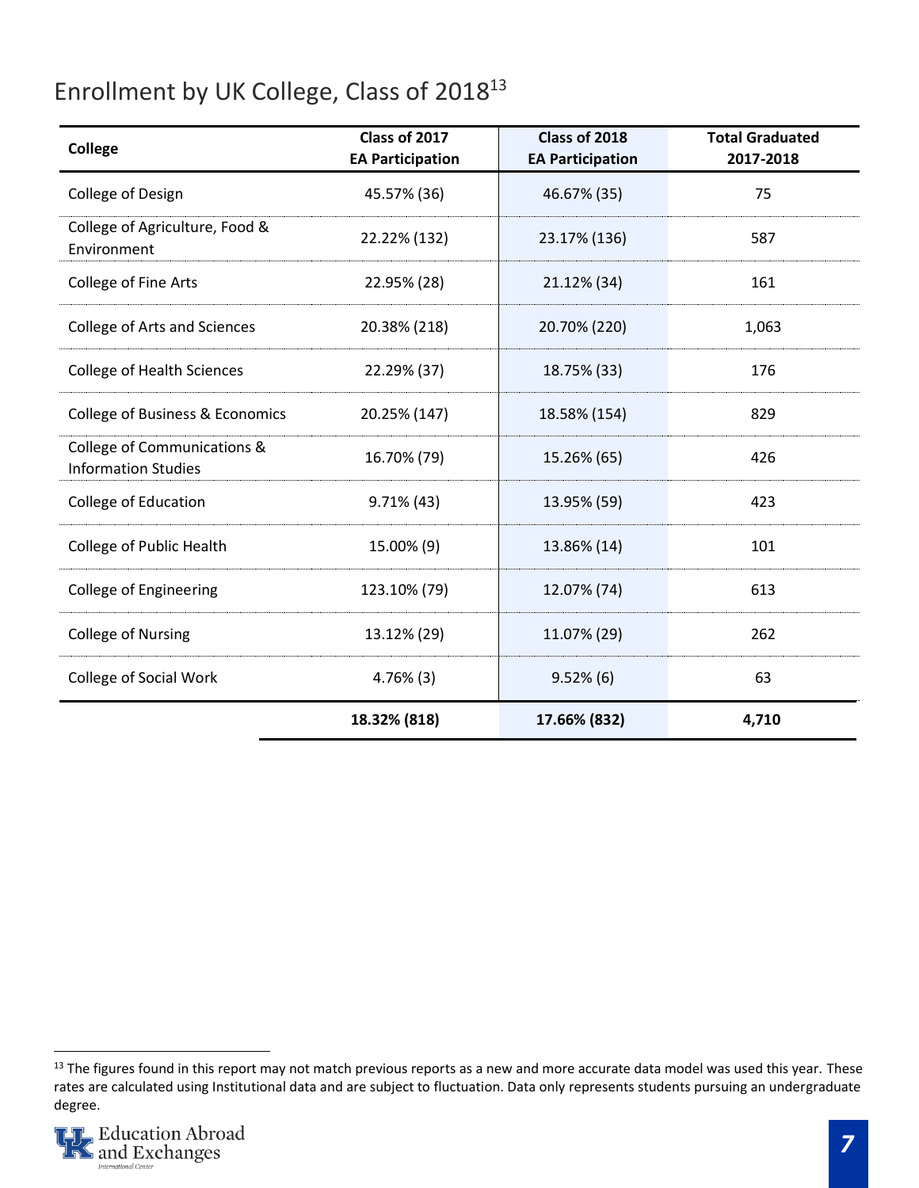# Enrollment by UK College, Class of 2018[13]

| College | Class of 2017 EA Participation | Class of 2018 EA Participation | Total Graduated 2017-2018 |
|---|---|---|---|
| College of Design | 45.57% (36) | 46.67% (35) | 75 |
| College of Agriculture, Food & Environment | 22.22% (132) | 23.17% (136) | 587 |
| College of Fine Arts | 22.95% (28) | 21.12% (34) | 161 |
| College of Arts and Sciences | 20.38% (218) | 20.70% (220) | 1,063 |
| College of Health Sciences | 22.29% (37) | 18.75% (33) | 176 |
| College of Business & Economics | 20.25% (147) | 18.58% (154) | 829 |
| College of Communications & Information Studies | 16.70% (79) | 15.26% (65) | 426 |
| College of Education | 9.71% (43) | 13.95% (59) | 423 |
| College of Public Health | 15.00% (9) | 13.86% (14) | 101 |
| College of Engineering | 123.10% (79) | 12.07% (74) | 613 |
| College of Nursing | 13.12% (29) | 11.07% (29) | 262 |
| College of Social Work | 4.76% (3) | 9.52% (6) | 63 |
| | **18.32% (818)** | **17.66% (832)** | **4,710** |

[13] The figures found in this report may not match previous reports as a new and more accurate data model was used this year. These rates are calculated using Institutional data and are subject to fluctuation. Data only represents students pursuing an undergraduate degree.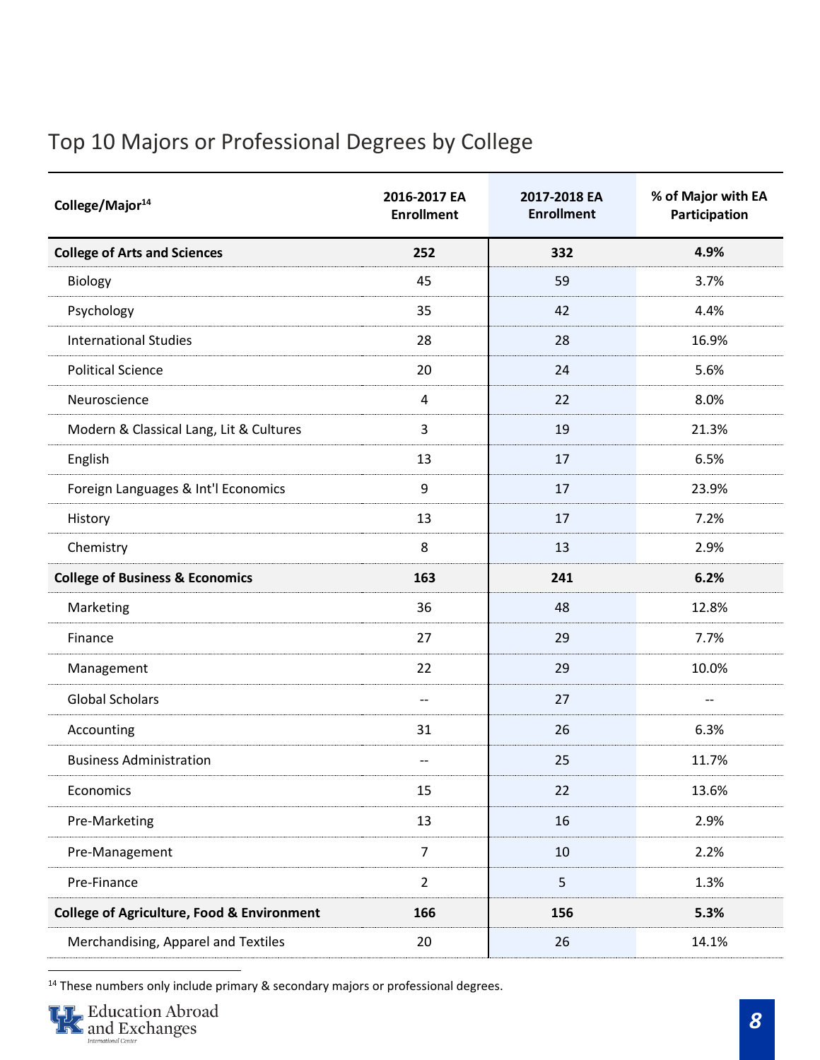## Top 10 Majors or Professional Degrees by College

| College/Major[14] | 2016-2017 EA Enrollment | 2017-2018 EA Enrollment | % of Major with EA Participation |
|---|---|---|---|
| **College of Arts and Sciences** | **252** | **332** | **4.9%** |
| Biology | 45 | 59 | 3.7% |
| Psychology | 35 | 42 | 4.4% |
| International Studies | 28 | 28 | 16.9% |
| Political Science | 20 | 24 | 5.6% |
| Neuroscience | 4 | 22 | 8.0% |
| Modern & Classical Lang, Lit & Cultures | 3 | 19 | 21.3% |
| English | 13 | 17 | 6.5% |
| Foreign Languages & Int'l Economics | 9 | 17 | 23.9% |
| History | 13 | 17 | 7.2% |
| Chemistry | 8 | 13 | 2.9% |
| **College of Business & Economics** | **163** | **241** | **6.2%** |
| Marketing | 36 | 48 | 12.8% |
| Finance | 27 | 29 | 7.7% |
| Management | 22 | 29 | 10.0% |
| Global Scholars | -- | 27 | -- |
| Accounting | 31 | 26 | 6.3% |
| Business Administration | -- | 25 | 11.7% |
| Economics | 15 | 22 | 13.6% |
| Pre-Marketing | 13 | 16 | 2.9% |
| Pre-Management | 7 | 10 | 2.2% |
| Pre-Finance | 2 | 5 | 1.3% |
| **College of Agriculture, Food & Environment** | **166** | **156** | **5.3%** |
| Merchandising, Apparel and Textiles | 20 | 26 | 14.1% |

[14] These numbers only include primary & secondary majors or professional degrees.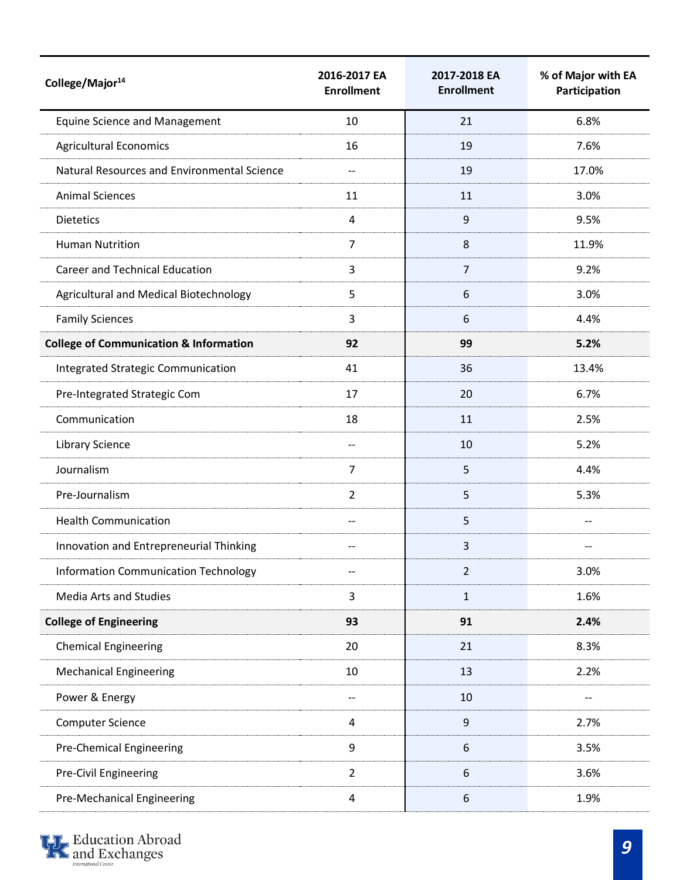| College/Major[14] | 2016-2017 EA Enrollment | 2017-2018 EA Enrollment | % of Major with EA Participation |
|---|---|---|---|
| Equine Science and Management | 10 | 21 | 6.8% |
| Agricultural Economics | 16 | 19 | 7.6% |
| Natural Resources and Environmental Science | -- | 19 | 17.0% |
| Animal Sciences | 11 | 11 | 3.0% |
| Dietetics | 4 | 9 | 9.5% |
| Human Nutrition | 7 | 8 | 11.9% |
| Career and Technical Education | 3 | 7 | 9.2% |
| Agricultural and Medical Biotechnology | 5 | 6 | 3.0% |
| Family Sciences | 3 | 6 | 4.4% |
| **College of Communication & Information** | **92** | **99** | **5.2%** |
| Integrated Strategic Communication | 41 | 36 | 13.4% |
| Pre-Integrated Strategic Com | 17 | 20 | 6.7% |
| Communication | 18 | 11 | 2.5% |
| Library Science | -- | 10 | 5.2% |
| Journalism | 7 | 5 | 4.4% |
| Pre-Journalism | 2 | 5 | 5.3% |
| Health Communication | -- | 5 | -- |
| Innovation and Entrepreneurial Thinking | -- | 3 | -- |
| Information Communication Technology | -- | 2 | 3.0% |
| Media Arts and Studies | 3 | 1 | 1.6% |
| **College of Engineering** | **93** | **91** | **2.4%** |
| Chemical Engineering | 20 | 21 | 8.3% |
| Mechanical Engineering | 10 | 13 | 2.2% |
| Power & Energy | -- | 10 | -- |
| Computer Science | 4 | 9 | 2.7% |
| Pre-Chemical Engineering | 9 | 6 | 3.5% |
| Pre-Civil Engineering | 2 | 6 | 3.6% |
| Pre-Mechanical Engineering | 4 | 6 | 1.9% |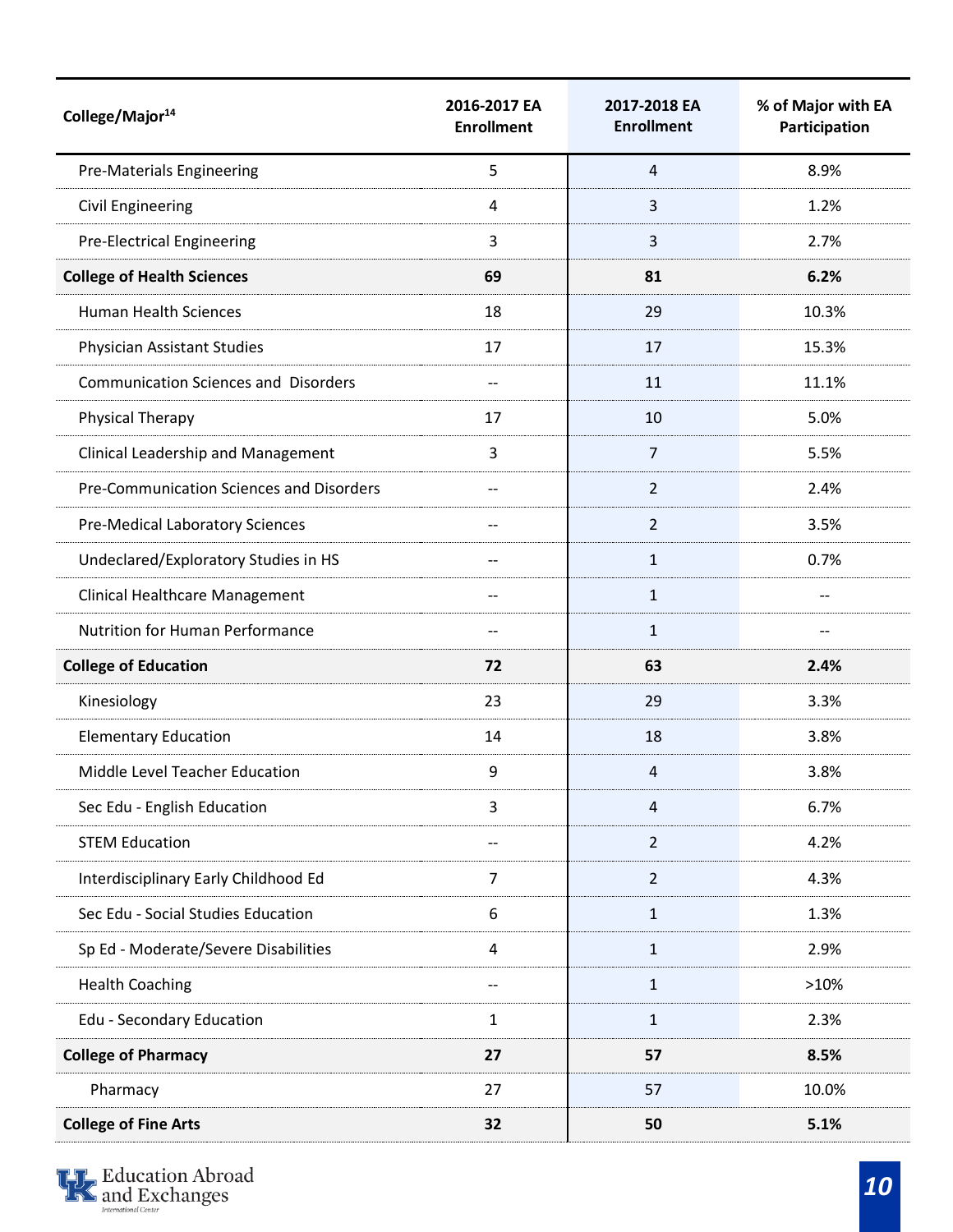| College/Major[14] | 2016-2017 EA Enrollment | 2017-2018 EA Enrollment | % of Major with EA Participation |
|---|---|---|---|
| Pre-Materials Engineering | 5 | 4 | 8.9% |
| Civil Engineering | 4 | 3 | 1.2% |
| Pre-Electrical Engineering | 3 | 3 | 2.7% |
| **College of Health Sciences** | **69** | **81** | **6.2%** |
| Human Health Sciences | 18 | 29 | 10.3% |
| Physician Assistant Studies | 17 | 17 | 15.3% |
| Communication Sciences and Disorders | -- | 11 | 11.1% |
| Physical Therapy | 17 | 10 | 5.0% |
| Clinical Leadership and Management | 3 | 7 | 5.5% |
| Pre-Communication Sciences and Disorders | -- | 2 | 2.4% |
| Pre-Medical Laboratory Sciences | -- | 2 | 3.5% |
| Undeclared/Exploratory Studies in HS | -- | 1 | 0.7% |
| Clinical Healthcare Management | -- | 1 | -- |
| Nutrition for Human Performance | -- | 1 | -- |
| **College of Education** | **72** | **63** | **2.4%** |
| Kinesiology | 23 | 29 | 3.3% |
| Elementary Education | 14 | 18 | 3.8% |
| Middle Level Teacher Education | 9 | 4 | 3.8% |
| Sec Edu - English Education | 3 | 4 | 6.7% |
| STEM Education | -- | 2 | 4.2% |
| Interdisciplinary Early Childhood Ed | 7 | 2 | 4.3% |
| Sec Edu - Social Studies Education | 6 | 1 | 1.3% |
| Sp Ed - Moderate/Severe Disabilities | 4 | 1 | 2.9% |
| Health Coaching | -- | 1 | >10% |
| Edu - Secondary Education | 1 | 1 | 2.3% |
| **College of Pharmacy** | **27** | **57** | **8.5%** |
| Pharmacy | 27 | 57 | 10.0% |
| **College of Fine Arts** | **32** | **50** | **5.1%** |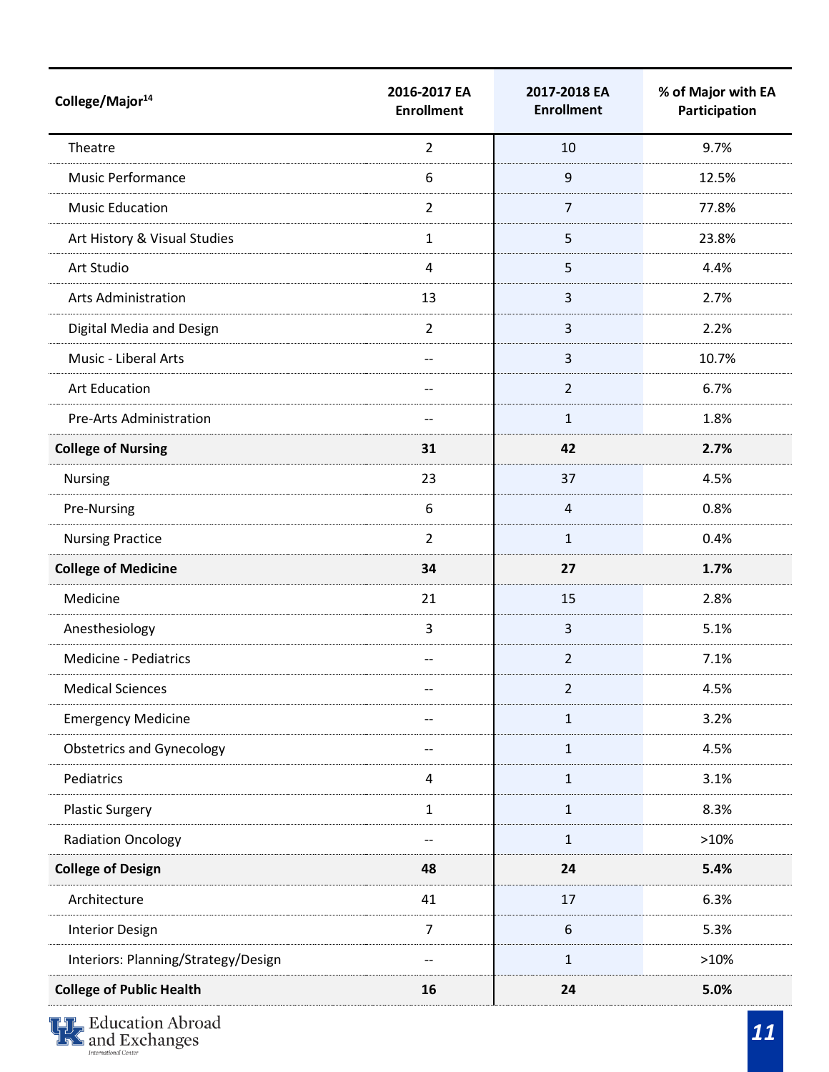| College/Major[14] | 2016-2017 EA Enrollment | 2017-2018 EA Enrollment | % of Major with EA Participation |
|---|---|---|---|
| Theatre | 2 | 10 | 9.7% |
| Music Performance | 6 | 9 | 12.5% |
| Music Education | 2 | 7 | 77.8% |
| Art History & Visual Studies | 1 | 5 | 23.8% |
| Art Studio | 4 | 5 | 4.4% |
| Arts Administration | 13 | 3 | 2.7% |
| Digital Media and Design | 2 | 3 | 2.2% |
| Music - Liberal Arts | -- | 3 | 10.7% |
| Art Education | -- | 2 | 6.7% |
| Pre-Arts Administration | -- | 1 | 1.8% |
| **College of Nursing** | **31** | **42** | **2.7%** |
| Nursing | 23 | 37 | 4.5% |
| Pre-Nursing | 6 | 4 | 0.8% |
| Nursing Practice | 2 | 1 | 0.4% |
| **College of Medicine** | **34** | **27** | **1.7%** |
| Medicine | 21 | 15 | 2.8% |
| Anesthesiology | 3 | 3 | 5.1% |
| Medicine - Pediatrics | -- | 2 | 7.1% |
| Medical Sciences | -- | 2 | 4.5% |
| Emergency Medicine | -- | 1 | 3.2% |
| Obstetrics and Gynecology | -- | 1 | 4.5% |
| Pediatrics | 4 | 1 | 3.1% |
| Plastic Surgery | 1 | 1 | 8.3% |
| Radiation Oncology | -- | 1 | >10% |
| **College of Design** | **48** | **24** | **5.4%** |
| Architecture | 41 | 17 | 6.3% |
| Interior Design | 7 | 6 | 5.3% |
| Interiors: Planning/Strategy/Design | -- | 1 | >10% |
| **College of Public Health** | **16** | **24** | **5.0%** |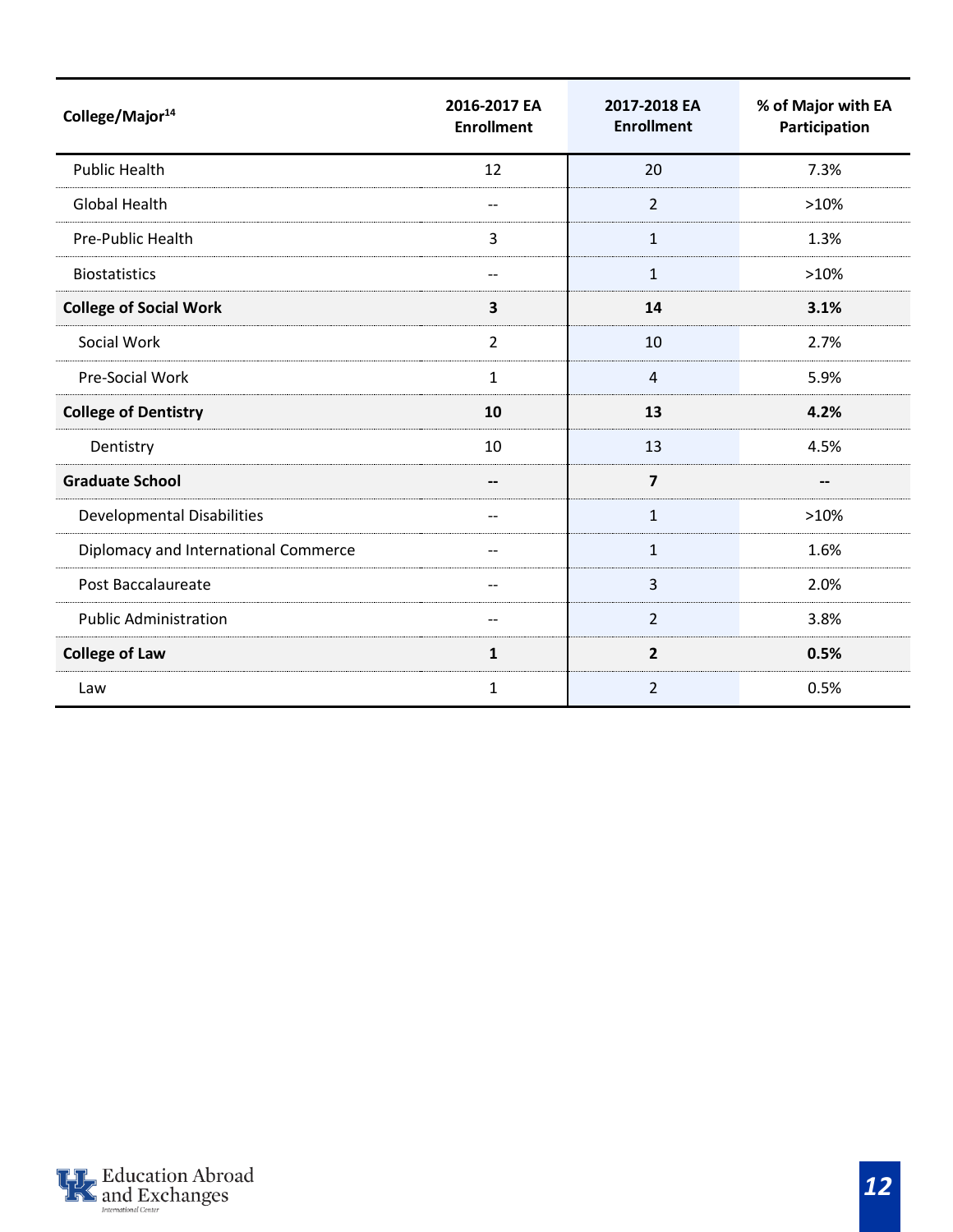| College/Major[14] | 2016-2017 EA Enrollment | 2017-2018 EA Enrollment | % of Major with EA Participation |
|---|---|---|---|
| Public Health | 12 | 20 | 7.3% |
| Global Health | -- | 2 | >10% |
| Pre-Public Health | 3 | 1 | 1.3% |
| Biostatistics | -- | 1 | >10% |
| **College of Social Work** | **3** | **14** | **3.1%** |
| Social Work | 2 | 10 | 2.7% |
| Pre-Social Work | 1 | 4 | 5.9% |
| **College of Dentistry** | **10** | **13** | **4.2%** |
| Dentistry | 10 | 13 | 4.5% |
| **Graduate School** | **--** | **7** | **--** |
| Developmental Disabilities | -- | 1 | >10% |
| Diplomacy and International Commerce | -- | 1 | 1.6% |
| Post Baccalaureate | -- | 3 | 2.0% |
| Public Administration | -- | 2 | 3.8% |
| **College of Law** | **1** | **2** | **0.5%** |
| Law | 1 | 2 | 0.5% |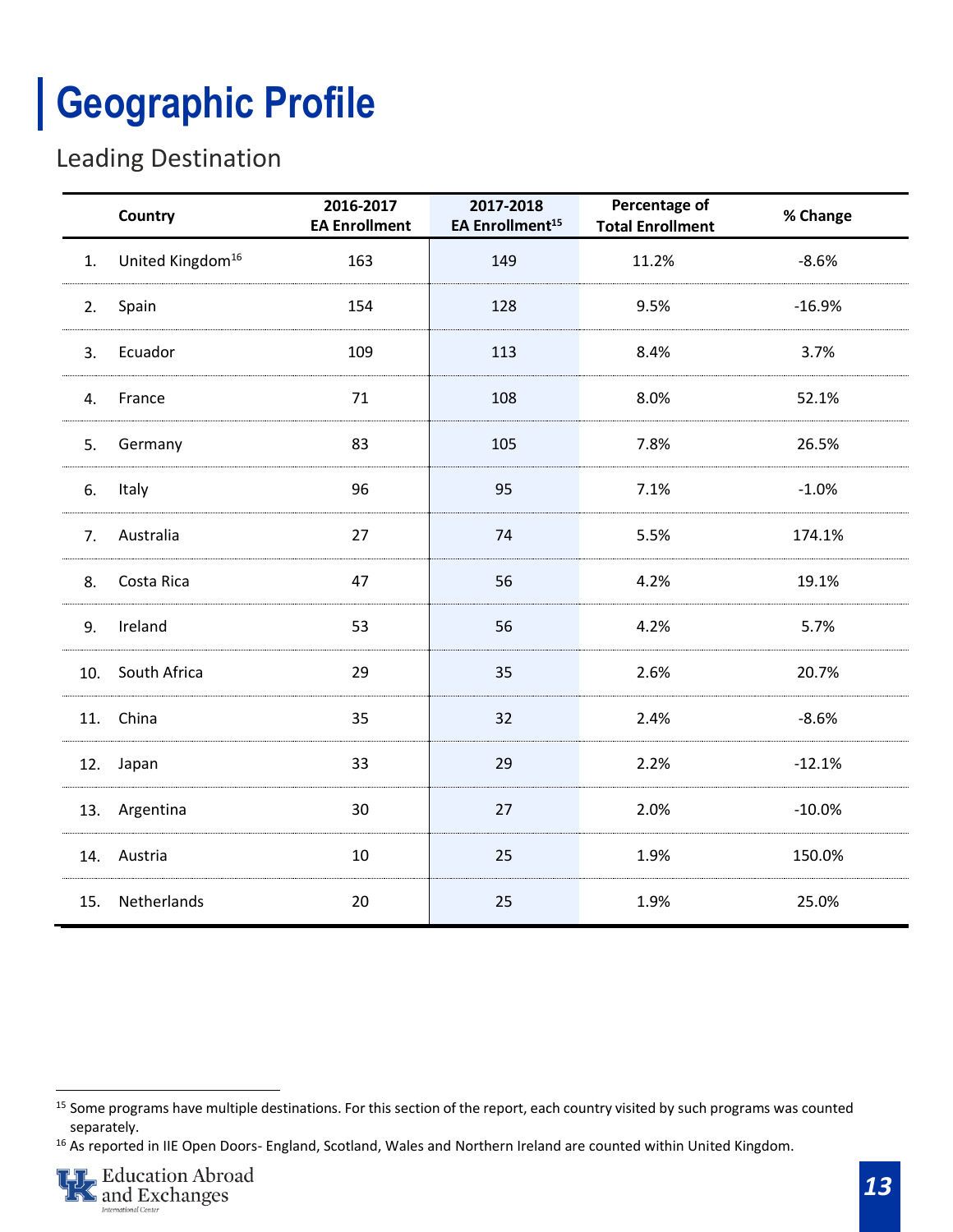# Geographic Profile

## Leading Destination

| | Country | 2016-2017 EA Enrollment | 2017-2018 EA Enrollment[15] | Percentage of Total Enrollment | % Change |
|---|---|---|---|---|---|
| 1. | United Kingdom[16] | 163 | 149 | 11.2% | -8.6% |
| 2. | Spain | 154 | 128 | 9.5% | -16.9% |
| 3. | Ecuador | 109 | 113 | 8.4% | 3.7% |
| 4. | France | 71 | 108 | 8.0% | 52.1% |
| 5. | Germany | 83 | 105 | 7.8% | 26.5% |
| 6. | Italy | 96 | 95 | 7.1% | -1.0% |
| 7. | Australia | 27 | 74 | 5.5% | 174.1% |
| 8. | Costa Rica | 47 | 56 | 4.2% | 19.1% |
| 9. | Ireland | 53 | 56 | 4.2% | 5.7% |
| 10. | South Africa | 29 | 35 | 2.6% | 20.7% |
| 11. | China | 35 | 32 | 2.4% | -8.6% |
| 12. | Japan | 33 | 29 | 2.2% | -12.1% |
| 13. | Argentina | 30 | 27 | 2.0% | -10.0% |
| 14. | Austria | 10 | 25 | 1.9% | 150.0% |
| 15. | Netherlands | 20 | 25 | 1.9% | 25.0% |

[15] Some programs have multiple destinations. For this section of the report, each country visited by such programs was counted separately.

[16] As reported in IIE Open Doors- England, Scotland, Wales and Northern Ireland are counted within United Kingdom.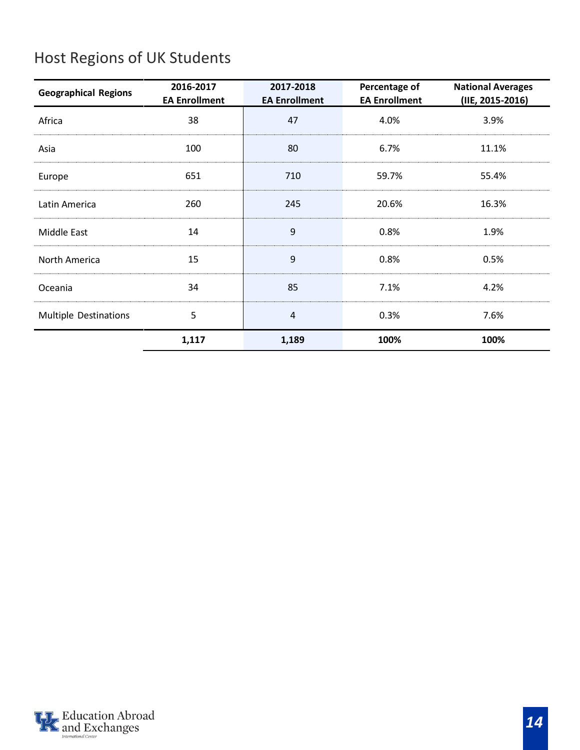## Host Regions of UK Students

| Geographical Regions | 2016-2017 EA Enrollment | 2017-2018 EA Enrollment | Percentage of EA Enrollment | National Averages (IIE, 2015-2016) |
|---|---|---|---|---|
| Africa | 38 | 47 | 4.0% | 3.9% |
| Asia | 100 | 80 | 6.7% | 11.1% |
| Europe | 651 | 710 | 59.7% | 55.4% |
| Latin America | 260 | 245 | 20.6% | 16.3% |
| Middle East | 14 | 9 | 0.8% | 1.9% |
| North America | 15 | 9 | 0.8% | 0.5% |
| Oceania | 34 | 85 | 7.1% | 4.2% |
| Multiple Destinations | 5 | 4 | 0.3% | 7.6% |
| | **1,117** | **1,189** | **100%** | **100%** |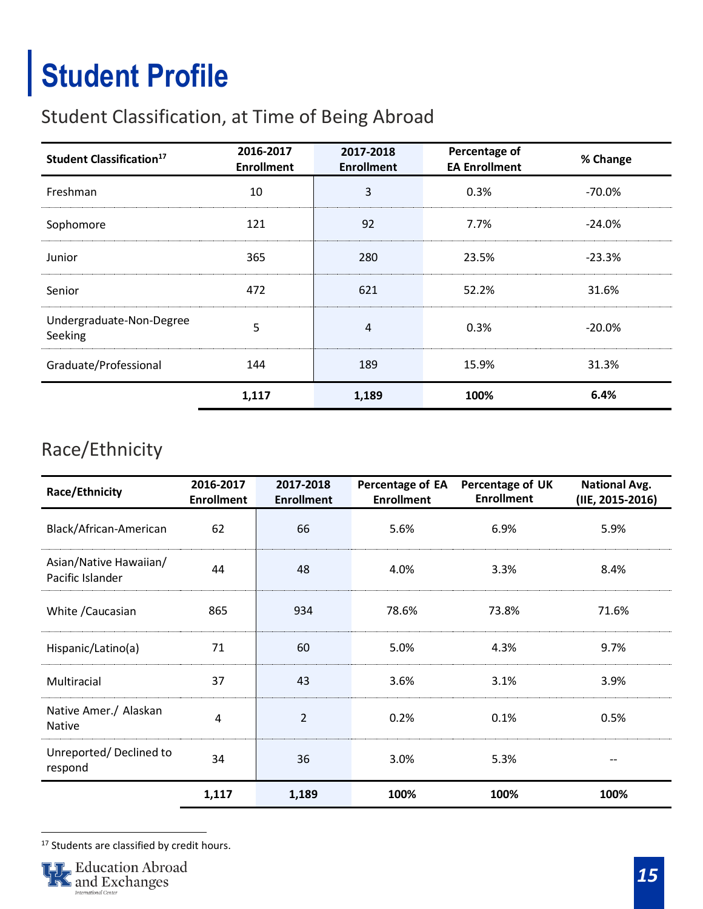# Student Profile

## Student Classification, at Time of Being Abroad

| Student Classification[17] | 2016-2017 Enrollment | 2017-2018 Enrollment | Percentage of EA Enrollment | % Change |
|---|---|---|---|---|
| Freshman | 10 | 3 | 0.3% | -70.0% |
| Sophomore | 121 | 92 | 7.7% | -24.0% |
| Junior | 365 | 280 | 23.5% | -23.3% |
| Senior | 472 | 621 | 52.2% | 31.6% |
| Undergraduate-Non-Degree Seeking | 5 | 4 | 0.3% | -20.0% |
| Graduate/Professional | 144 | 189 | 15.9% | 31.3% |
| | **1,117** | **1,189** | **100%** | **6.4%** |

## Race/Ethnicity

| Race/Ethnicity | 2016-2017 Enrollment | 2017-2018 Enrollment | Percentage of EA Enrollment | Percentage of UK Enrollment | National Avg. (IIE, 2015-2016) |
|---|---|---|---|---|---|
| Black/African-American | 62 | 66 | 5.6% | 6.9% | 5.9% |
| Asian/Native Hawaiian/ Pacific Islander | 44 | 48 | 4.0% | 3.3% | 8.4% |
| White /Caucasian | 865 | 934 | 78.6% | 73.8% | 71.6% |
| Hispanic/Latino(a) | 71 | 60 | 5.0% | 4.3% | 9.7% |
| Multiracial | 37 | 43 | 3.6% | 3.1% | 3.9% |
| Native Amer./ Alaskan Native | 4 | 2 | 0.2% | 0.1% | 0.5% |
| Unreported/ Declined to respond | 34 | 36 | 3.0% | 5.3% | -- |
| | **1,117** | **1,189** | **100%** | **100%** | **100%** |

[17] Students are classified by credit hours.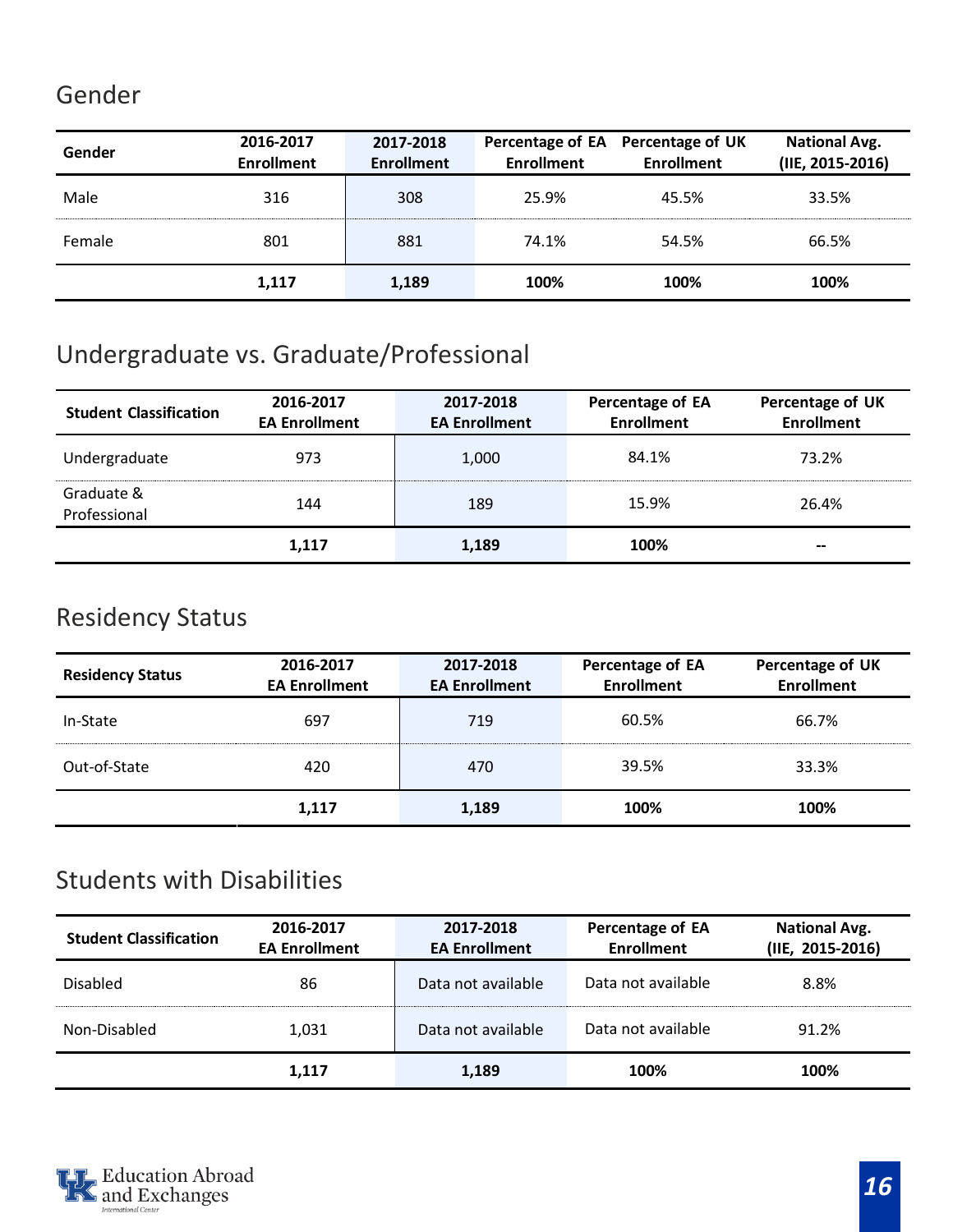## Gender

| Gender | 2016-2017 Enrollment | 2017-2018 Enrollment | Percentage of EA Enrollment | Percentage of UK Enrollment | National Avg. (IIE, 2015-2016) |
|---|---|---|---|---|---|
| Male | 316 | 308 | 25.9% | 45.5% | 33.5% |
| Female | 801 | 881 | 74.1% | 54.5% | 66.5% |
| | **1,117** | **1,189** | **100%** | **100%** | **100%** |

## Undergraduate vs. Graduate/Professional

| Student Classification | 2016-2017 EA Enrollment | 2017-2018 EA Enrollment | Percentage of EA Enrollment | Percentage of UK Enrollment |
|---|---|---|---|---|
| Undergraduate | 973 | 1,000 | 84.1% | 73.2% |
| Graduate & Professional | 144 | 189 | 15.9% | 26.4% |
| | **1,117** | **1,189** | **100%** | **--** |

## Residency Status

| Residency Status | 2016-2017 EA Enrollment | 2017-2018 EA Enrollment | Percentage of EA Enrollment | Percentage of UK Enrollment |
|---|---|---|---|---|
| In-State | 697 | 719 | 60.5% | 66.7% |
| Out-of-State | 420 | 470 | 39.5% | 33.3% |
| | **1,117** | **1,189** | **100%** | **100%** |

## Students with Disabilities

| Student Classification | 2016-2017 EA Enrollment | 2017-2018 EA Enrollment | Percentage of EA Enrollment | National Avg. (IIE, 2015-2016) |
|---|---|---|---|---|
| Disabled | 86 | Data not available | Data not available | 8.8% |
| Non-Disabled | 1,031 | Data not available | Data not available | 91.2% |
| | **1,117** | **1,189** | **100%** | **100%** |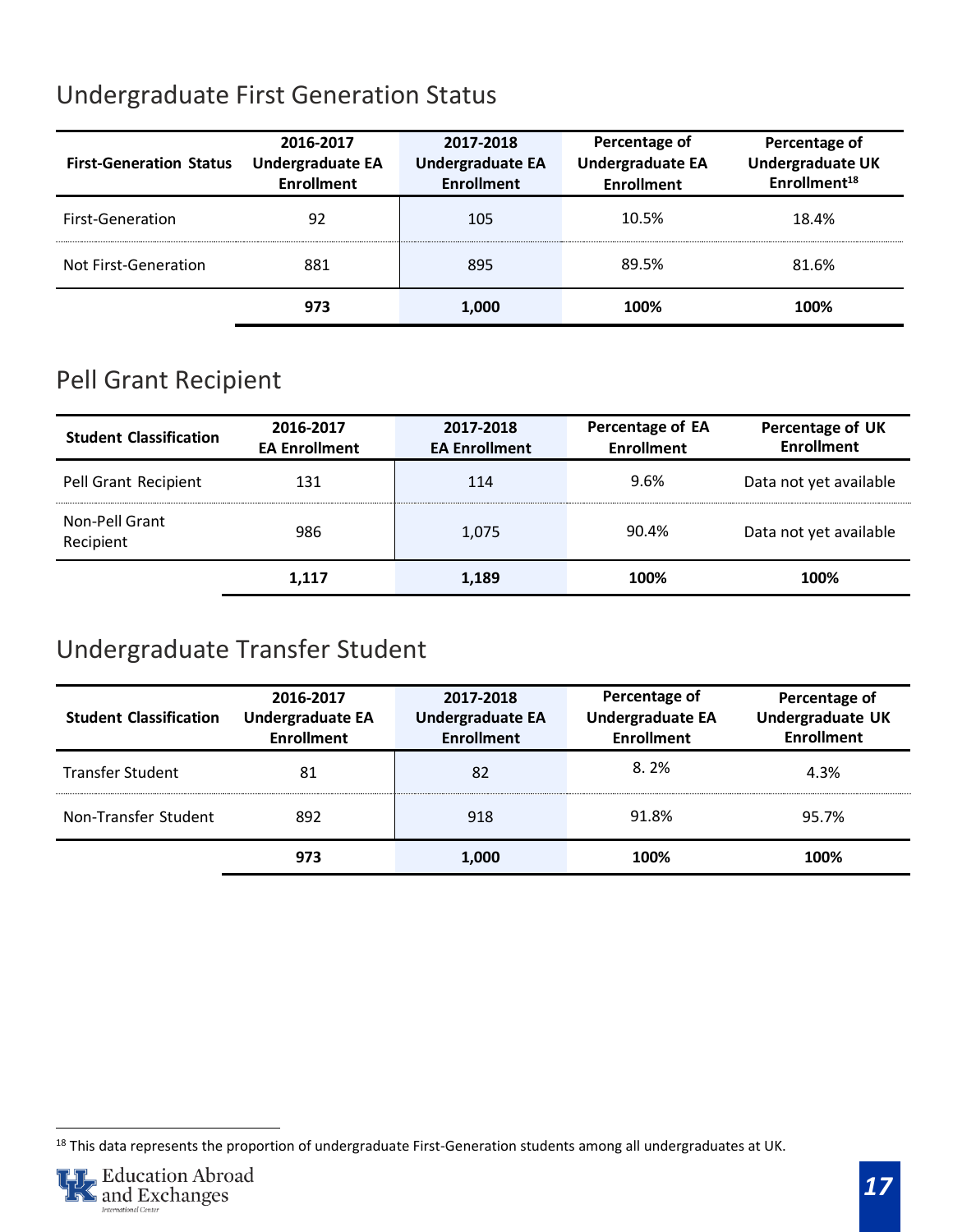## Undergraduate First Generation Status

| First-Generation Status | 2016-2017 Undergraduate EA Enrollment | 2017-2018 Undergraduate EA Enrollment | Percentage of Undergraduate EA Enrollment | Percentage of Undergraduate UK Enrollment[18] |
|---|---|---|---|---|
| First-Generation | 92 | 105 | 10.5% | 18.4% |
| Not First-Generation | 881 | 895 | 89.5% | 81.6% |
| | **973** | **1,000** | **100%** | **100%** |

## Pell Grant Recipient

| Student Classification | 2016-2017 EA Enrollment | 2017-2018 EA Enrollment | Percentage of EA Enrollment | Percentage of UK Enrollment |
|---|---|---|---|---|
| Pell Grant Recipient | 131 | 114 | 9.6% | Data not yet available |
| Non-Pell Grant Recipient | 986 | 1,075 | 90.4% | Data not yet available |
| | **1,117** | **1,189** | **100%** | **100%** |

## Undergraduate Transfer Student

| Student Classification | 2016-2017 Undergraduate EA Enrollment | 2017-2018 Undergraduate EA Enrollment | Percentage of Undergraduate EA Enrollment | Percentage of Undergraduate UK Enrollment |
|---|---|---|---|---|
| Transfer Student | 81 | 82 | 8. 2% | 4.3% |
| Non-Transfer Student | 892 | 918 | 91.8% | 95.7% |
| | **973** | **1,000** | **100%** | **100%** |

[18] This data represents the proportion of undergraduate First-Generation students among all undergraduates at UK.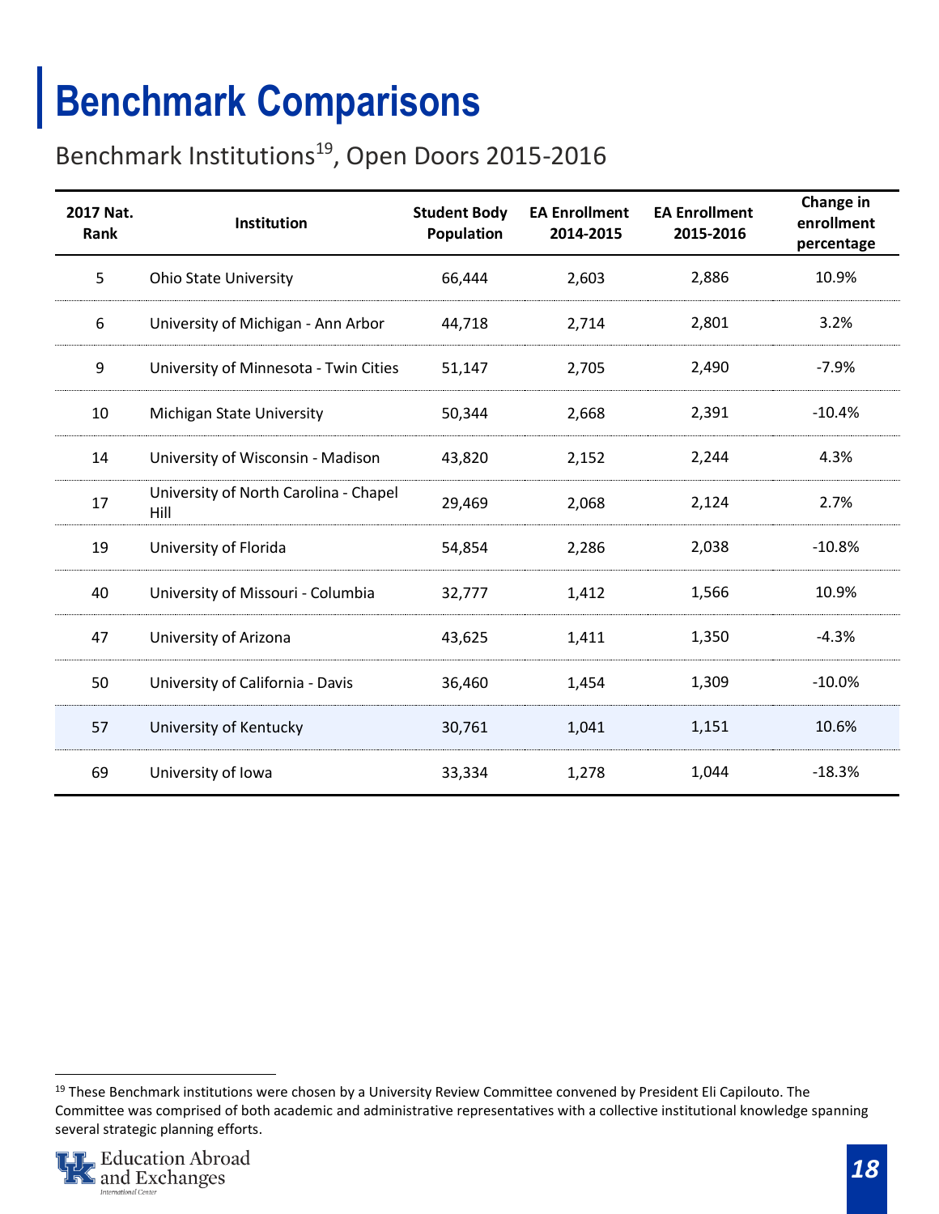# Benchmark Comparisons

## Benchmark Institutions[19], Open Doors 2015-2016

| 2017 Nat. Rank | Institution | Student Body Population | EA Enrollment 2014-2015 | EA Enrollment 2015-2016 | Change in enrollment percentage |
|---|---|---|---|---|---|
| 5 | Ohio State University | 66,444 | 2,603 | 2,886 | 10.9% |
| 6 | University of Michigan - Ann Arbor | 44,718 | 2,714 | 2,801 | 3.2% |
| 9 | University of Minnesota - Twin Cities | 51,147 | 2,705 | 2,490 | -7.9% |
| 10 | Michigan State University | 50,344 | 2,668 | 2,391 | -10.4% |
| 14 | University of Wisconsin - Madison | 43,820 | 2,152 | 2,244 | 4.3% |
| 17 | University of North Carolina - Chapel Hill | 29,469 | 2,068 | 2,124 | 2.7% |
| 19 | University of Florida | 54,854 | 2,286 | 2,038 | -10.8% |
| 40 | University of Missouri - Columbia | 32,777 | 1,412 | 1,566 | 10.9% |
| 47 | University of Arizona | 43,625 | 1,411 | 1,350 | -4.3% |
| 50 | University of California - Davis | 36,460 | 1,454 | 1,309 | -10.0% |
| 57 | University of Kentucky | 30,761 | 1,041 | 1,151 | 10.6% |
| 69 | University of Iowa | 33,334 | 1,278 | 1,044 | -18.3% |

[19] These Benchmark institutions were chosen by a University Review Committee convened by President Eli Capilouto. The Committee was comprised of both academic and administrative representatives with a collective institutional knowledge spanning several strategic planning efforts.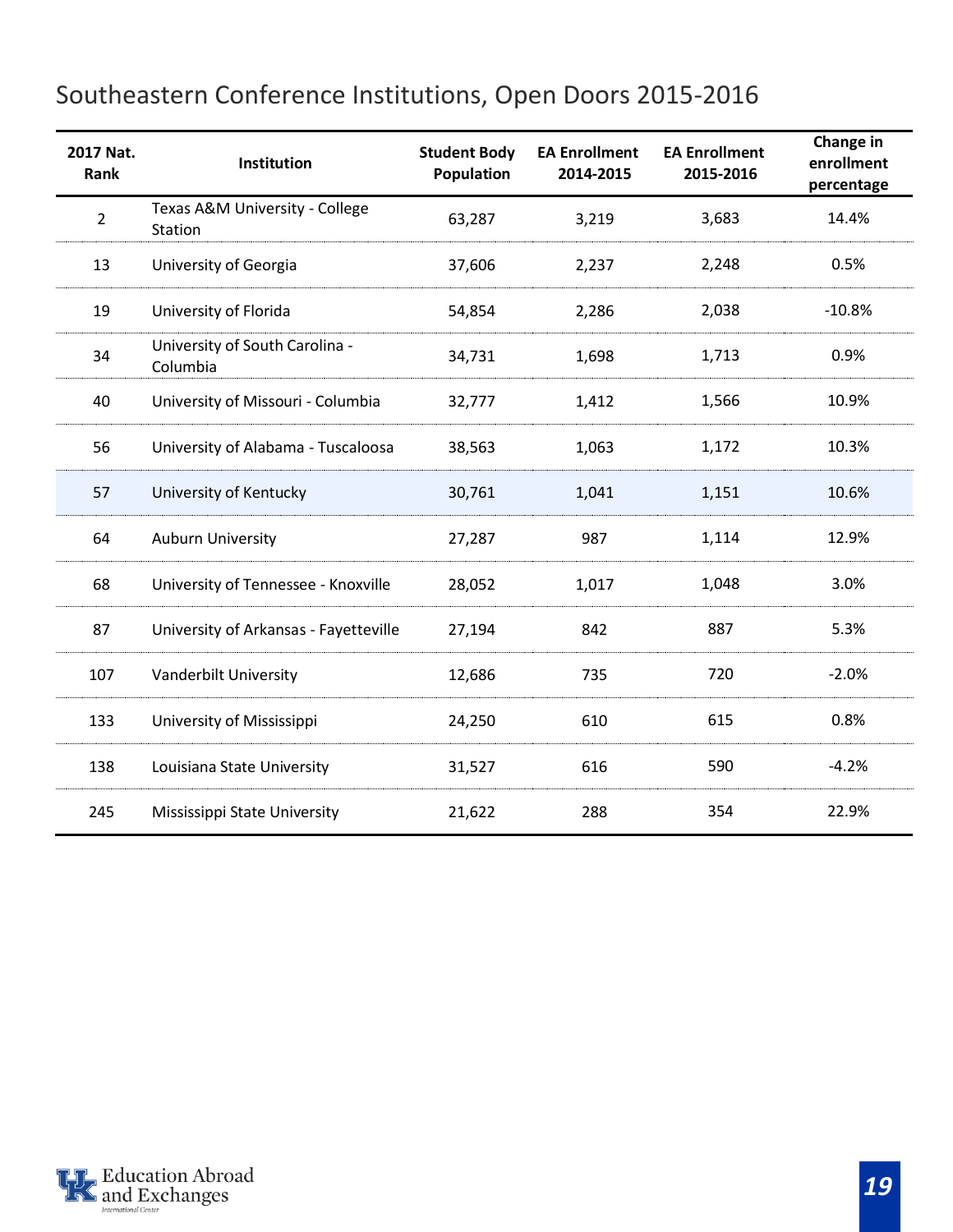## Southeastern Conference Institutions, Open Doors 2015-2016

| 2017 Nat. Rank | Institution | Student Body Population | EA Enrollment 2014-2015 | EA Enrollment 2015-2016 | Change in enrollment percentage |
|---|---|---|---|---|---|
| 2 | Texas A&M University - College Station | 63,287 | 3,219 | 3,683 | 14.4% |
| 13 | University of Georgia | 37,606 | 2,237 | 2,248 | 0.5% |
| 19 | University of Florida | 54,854 | 2,286 | 2,038 | -10.8% |
| 34 | University of South Carolina - Columbia | 34,731 | 1,698 | 1,713 | 0.9% |
| 40 | University of Missouri - Columbia | 32,777 | 1,412 | 1,566 | 10.9% |
| 56 | University of Alabama - Tuscaloosa | 38,563 | 1,063 | 1,172 | 10.3% |
| 57 | University of Kentucky | 30,761 | 1,041 | 1,151 | 10.6% |
| 64 | Auburn University | 27,287 | 987 | 1,114 | 12.9% |
| 68 | University of Tennessee - Knoxville | 28,052 | 1,017 | 1,048 | 3.0% |
| 87 | University of Arkansas - Fayetteville | 27,194 | 842 | 887 | 5.3% |
| 107 | Vanderbilt University | 12,686 | 735 | 720 | -2.0% |
| 133 | University of Mississippi | 24,250 | 610 | 615 | 0.8% |
| 138 | Louisiana State University | 31,527 | 616 | 590 | -4.2% |
| 245 | Mississippi State University | 21,622 | 288 | 354 | 22.9% |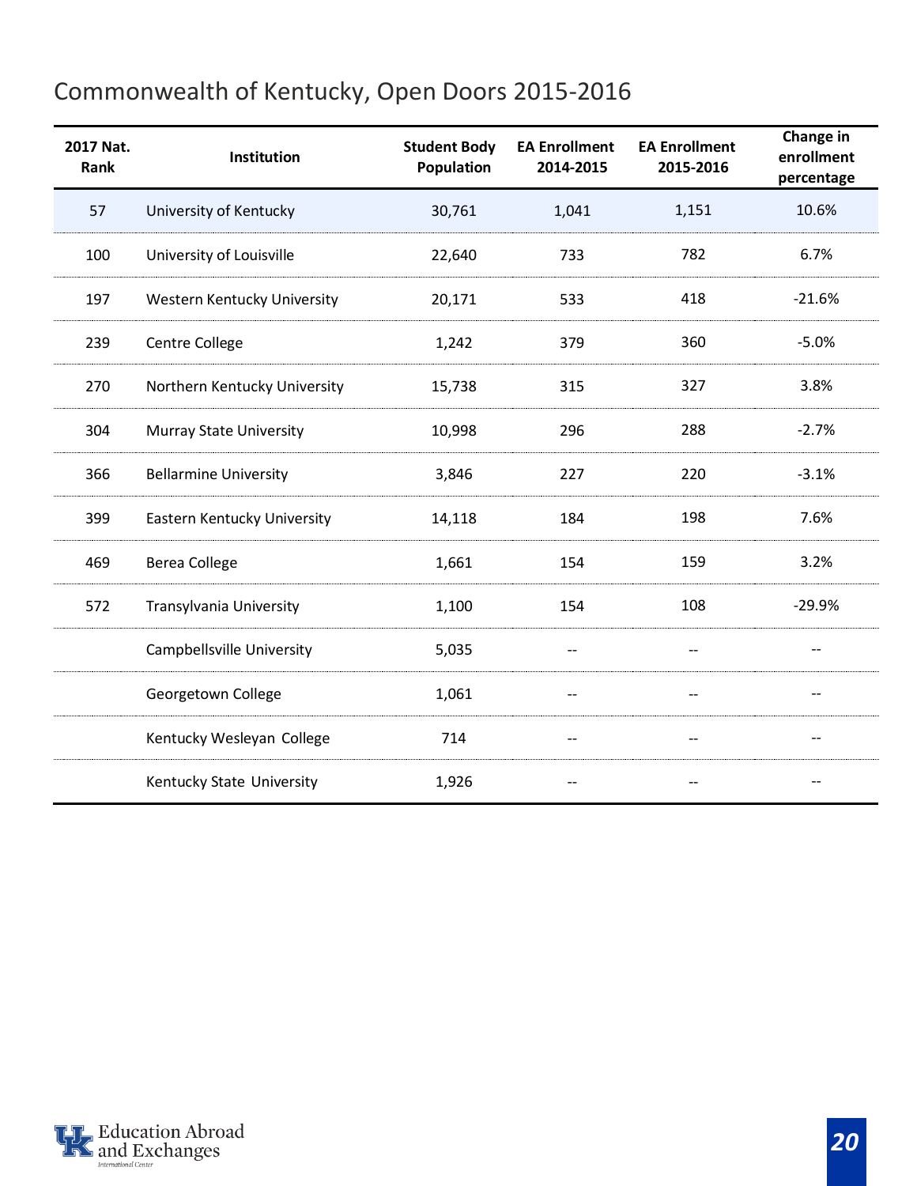# Commonwealth of Kentucky, Open Doors 2015-2016

| 2017 Nat. Rank | Institution | Student Body Population | EA Enrollment 2014-2015 | EA Enrollment 2015-2016 | Change in enrollment percentage |
|---|---|---|---|---|---|
| 57 | University of Kentucky | 30,761 | 1,041 | 1,151 | 10.6% |
| 100 | University of Louisville | 22,640 | 733 | 782 | 6.7% |
| 197 | Western Kentucky University | 20,171 | 533 | 418 | -21.6% |
| 239 | Centre College | 1,242 | 379 | 360 | -5.0% |
| 270 | Northern Kentucky University | 15,738 | 315 | 327 | 3.8% |
| 304 | Murray State University | 10,998 | 296 | 288 | -2.7% |
| 366 | Bellarmine University | 3,846 | 227 | 220 | -3.1% |
| 399 | Eastern Kentucky University | 14,118 | 184 | 198 | 7.6% |
| 469 | Berea College | 1,661 | 154 | 159 | 3.2% |
| 572 | Transylvania University | 1,100 | 154 | 108 | -29.9% |
| | Campbellsville University | 5,035 | -- | -- | -- |
| | Georgetown College | 1,061 | -- | -- | -- |
| | Kentucky Wesleyan College | 714 | -- | -- | -- |
| | Kentucky State University | 1,926 | -- | -- | -- |

Education Abroad and Exchanges
International Center